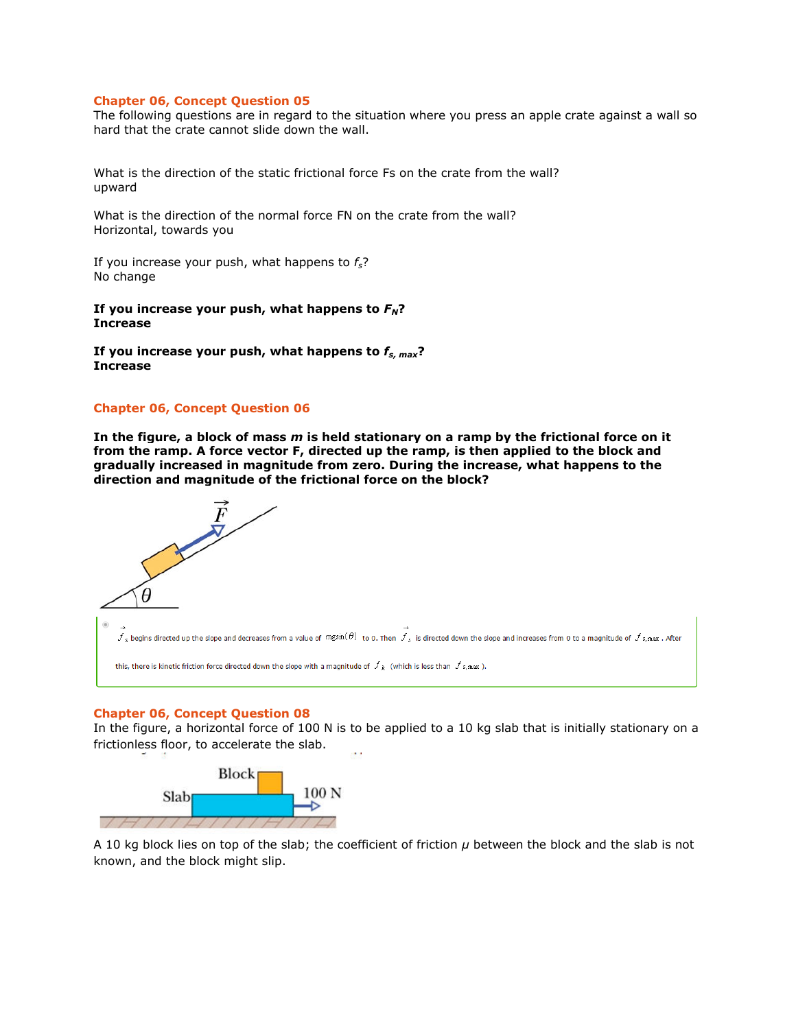### Chapter 06, Concept Question 05

The following questions are in regard to the situation where you press an apple crate against a wall so hard that the crate cannot slide down the wall.

What is the direction of the static frictional force Fs on the crate from the wall?
upward

What is the direction of the normal force FN on the crate from the wall?
Horizontal, towards you

If you increase your push, what happens to $f_s$?
No change

**If you increase your push, what happens to $F_N$?**
**Increase**

**If you increase your push, what happens to $f_{s,\,max}$?**
**Increase**

### Chapter 06, Concept Question 06

**In the figure, a block of mass *m* is held stationary on a ramp by the frictional force on it from the ramp. A force vector F, directed up the ramp, is then applied to the block and gradually increased in magnitude from zero. During the increase, what happens to the direction and magnitude of the frictional force on the block?**

$\vec{f}_s$ begins directed up the slope and decreases from a value of $mg\sin(\theta)$ to 0. Then $\vec{f}_s$ is directed down the slope and increases from 0 to a magnitude of $f_{s,max}$. After this, there is kinetic friction force directed down the slope with a magnitude of $f_k$ (which is less than $f_{s,max}$).

### Chapter 06, Concept Question 08

In the figure, a horizontal force of 100 N is to be applied to a 10 kg slab that is initially stationary on a frictionless floor, to accelerate the slab.

A 10 kg block lies on top of the slab; the coefficient of friction $\mu$ between the block and the slab is not known, and the block might slip.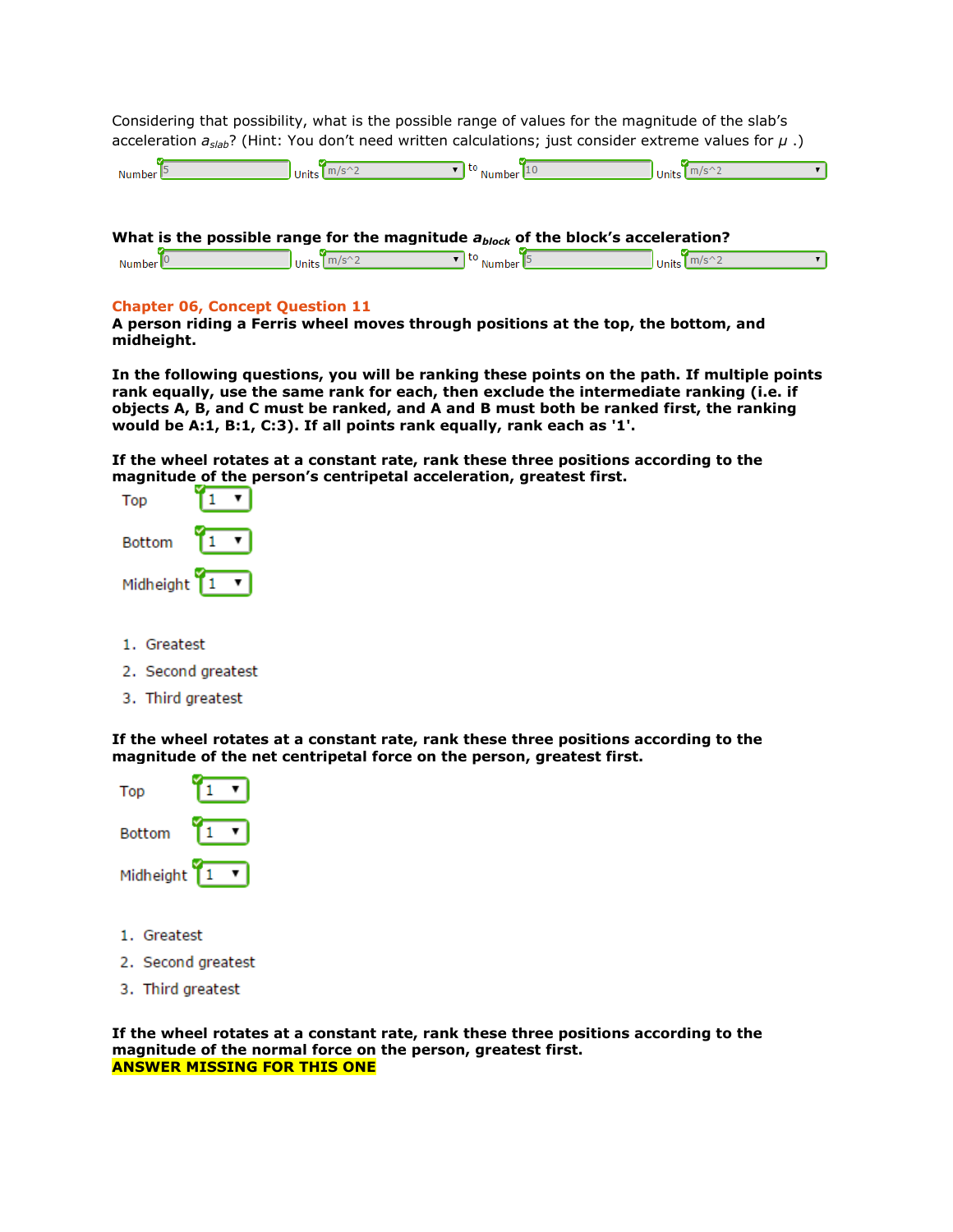Considering that possibility, what is the possible range of values for the magnitude of the slab's acceleration $a_{slab}$? (Hint: You don't need written calculations; just consider extreme values for $\mu$ .)

Number 5 Units m/s^2 to Number 10 Units m/s^2

**What is the possible range for the magnitude $a_{block}$ of the block's acceleration?**

Number 0 Units m/s^2 to Number 5 Units m/s^2

**Chapter 06, Concept Question 11**

**A person riding a Ferris wheel moves through positions at the top, the bottom, and midheight.**

**In the following questions, you will be ranking these points on the path. If multiple points rank equally, use the same rank for each, then exclude the intermediate ranking (i.e. if objects A, B, and C must be ranked, and A and B must both be ranked first, the ranking would be A:1, B:1, C:3). If all points rank equally, rank each as '1'.**

**If the wheel rotates at a constant rate, rank these three positions according to the magnitude of the person's centripetal acceleration, greatest first.**

Top 1

Bottom 1

Midheight 1

1. Greatest
2. Second greatest
3. Third greatest

**If the wheel rotates at a constant rate, rank these three positions according to the magnitude of the net centripetal force on the person, greatest first.**

Top 1

Bottom 1

Midheight 1

1. Greatest
2. Second greatest
3. Third greatest

**If the wheel rotates at a constant rate, rank these three positions according to the magnitude of the normal force on the person, greatest first.**

**ANSWER MISSING FOR THIS ONE**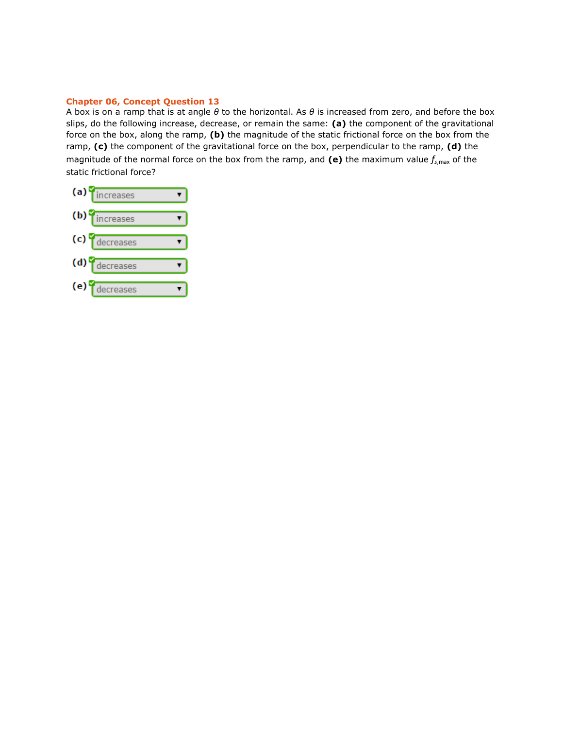## Chapter 06, Concept Question 13

A box is on a ramp that is at angle $\theta$ to the horizontal. As $\theta$ is increased from zero, and before the box slips, do the following increase, decrease, or remain the same: **(a)** the component of the gravitational force on the box, along the ramp, **(b)** the magnitude of the static frictional force on the box from the ramp, **(c)** the component of the gravitational force on the box, perpendicular to the ramp, **(d)** the magnitude of the normal force on the box from the ramp, and **(e)** the maximum value $f_{s,max}$ of the static frictional force?

**(a)** increases

**(b)** increases

**(c)** decreases

**(d)** decreases

**(e)** decreases